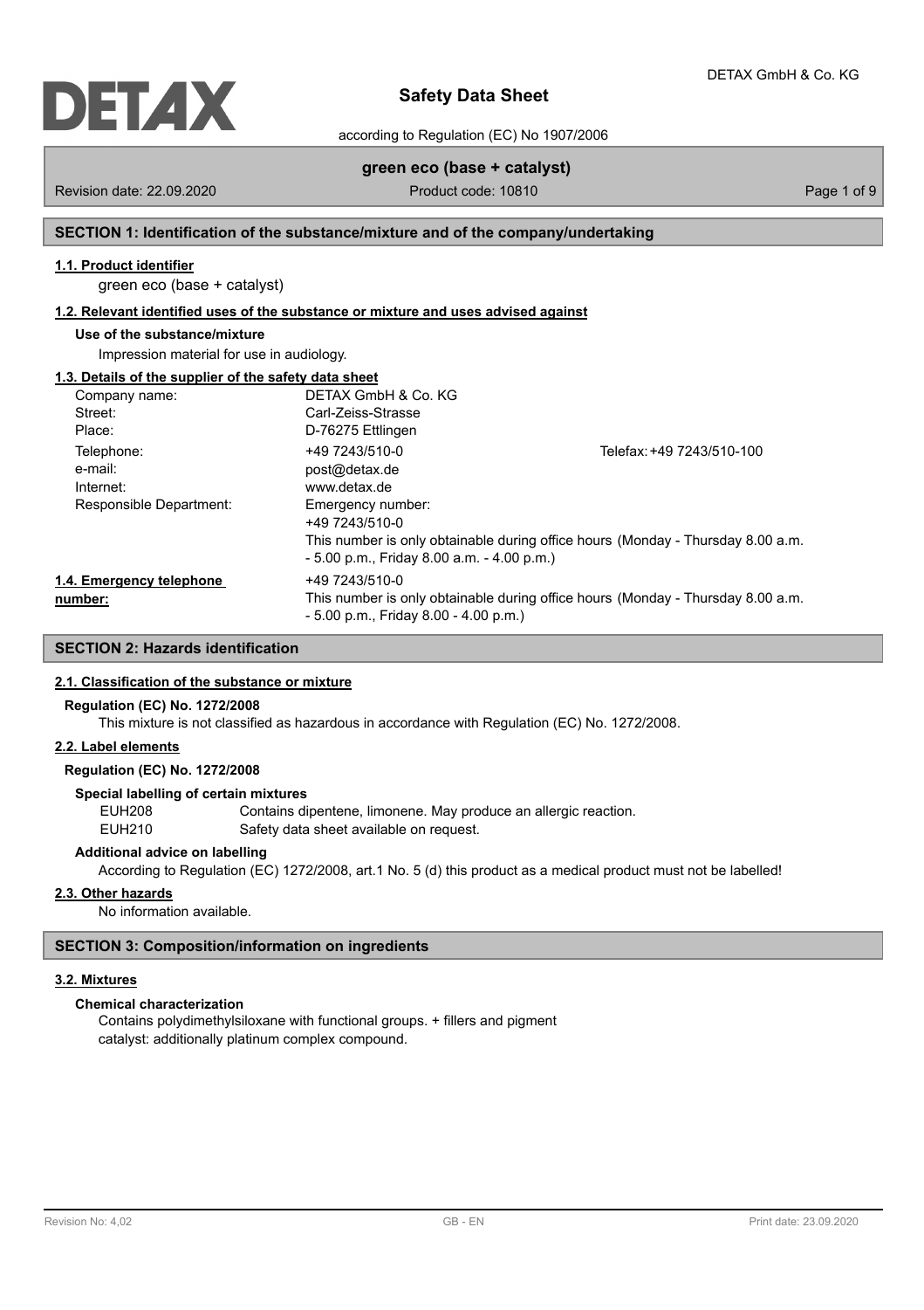# Safety Data Sheet

according to Regulation (EC) No 1907/2006

**green eco (base + catalyst)**

Revision date: 22.09.2020 | Product code: 10810

## SECTION 1: Identification of the substance/mixture and of the company/undertaking

### 1.1. Product identifier

green eco (base + catalyst)

### 1.2. Relevant identified uses of the substance or mixture and uses advised against

**Use of the substance/mixture**

Impression material for use in audiology.

### 1.3. Details of the supplier of the safety data sheet

| | | |
|---|---|---|
| Company name: | DETAX GmbH & Co. KG | |
| Street: | Carl-Zeiss-Strasse | |
| Place: | D-76275 Ettlingen | |
| Telephone: | +49 7243/510-0 | Telefax: +49 7243/510-100 |
| e-mail: | post@detax.de | |
| Internet: | www.detax.de | |
| Responsible Department: | Emergency number: +49 7243/510-0 This number is only obtainable during office hours (Monday - Thursday 8.00 a.m. - 5.00 p.m., Friday 8.00 a.m. - 4.00 p.m.) | |

**1.4. Emergency telephone number:** +49 7243/510-0
This number is only obtainable during office hours (Monday - Thursday 8.00 a.m. - 5.00 p.m., Friday 8.00 - 4.00 p.m.)

## SECTION 2: Hazards identification

### 2.1. Classification of the substance or mixture

**Regulation (EC) No. 1272/2008**

This mixture is not classified as hazardous in accordance with Regulation (EC) No. 1272/2008.

### 2.2. Label elements

**Regulation (EC) No. 1272/2008**

**Special labelling of certain mixtures**

| | |
|---|---|
| EUH208 | Contains dipentene, limonene. May produce an allergic reaction. |
| EUH210 | Safety data sheet available on request. |

**Additional advice on labelling**

According to Regulation (EC) 1272/2008, art.1 No. 5 (d) this product as a medical product must not be labelled!

### 2.3. Other hazards

No information available.

## SECTION 3: Composition/information on ingredients

### 3.2. Mixtures

**Chemical characterization**

Contains polydimethylsiloxane with functional groups. + fillers and pigment
catalyst: additionally platinum complex compound.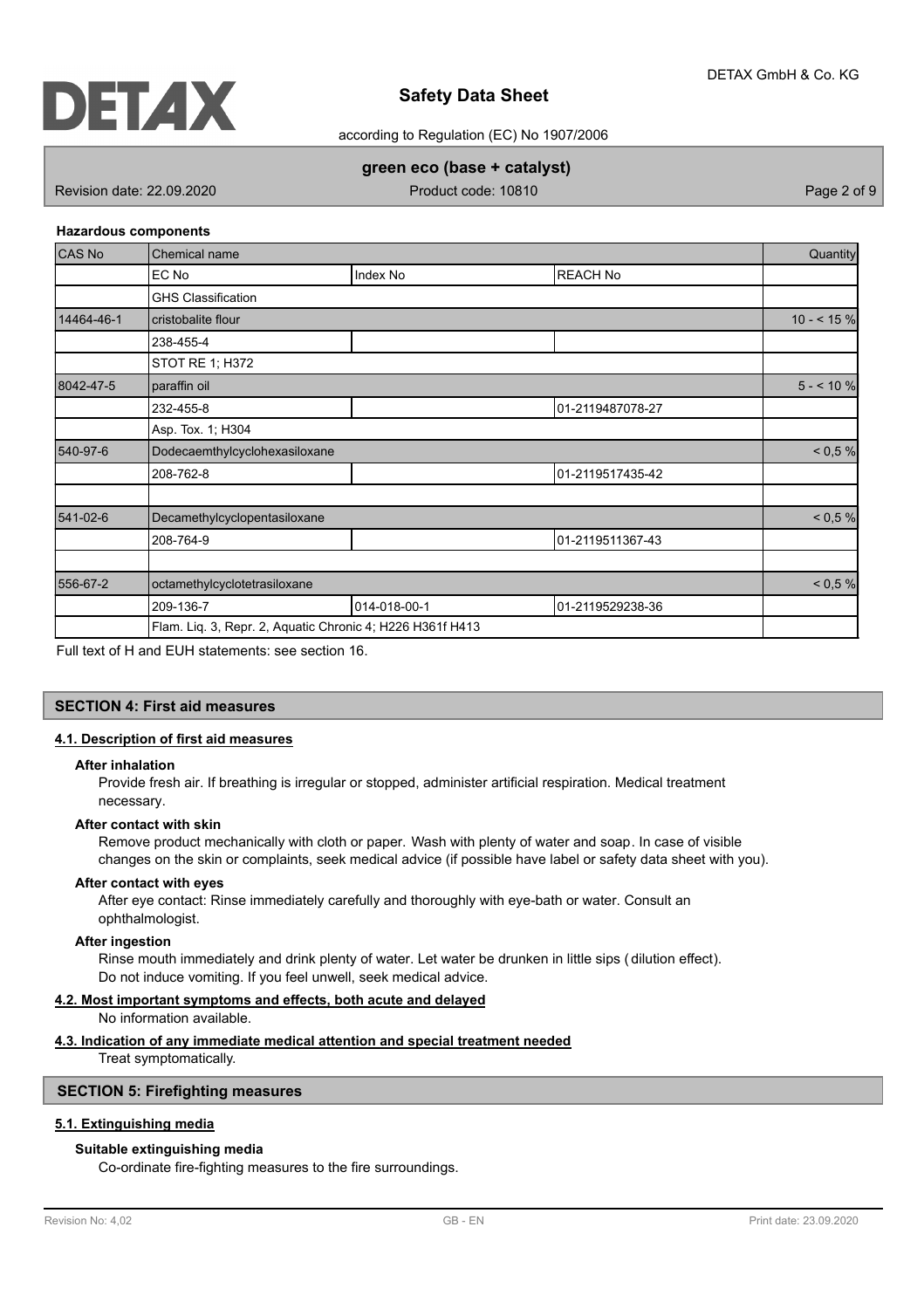**Hazardous components**

| CAS No | Chemical name | | | Quantity |
|---|---|---|---|---|
| | EC No | Index No | REACH No | |
| | GHS Classification | | | |
| 14464-46-1 | cristobalite flour | | | 10 - < 15 % |
| | 238-455-4 | | | |
| | STOT RE 1; H372 | | | |
| 8042-47-5 | paraffin oil | | | 5 - < 10 % |
| | 232-455-8 | | 01-2119487078-27 | |
| | Asp. Tox. 1; H304 | | | |
| 540-97-6 | Dodecaemthylcyclohexasiloxane | | | < 0,5 % |
| | 208-762-8 | | 01-2119517435-42 | |
| | | | | |
| 541-02-6 | Decamethylcyclopentasiloxane | | | < 0,5 % |
| | 208-764-9 | | 01-2119511367-43 | |
| | | | | |
| 556-67-2 | octamethylcyclotetrasiloxane | | | < 0,5 % |
| | 209-136-7 | 014-018-00-1 | 01-2119529238-36 | |
| | Flam. Liq. 3, Repr. 2, Aquatic Chronic 4; H226 H361f H413 | | | |

Full text of H and EUH statements: see section 16.

## SECTION 4: First aid measures

### 4.1. Description of first aid measures

**After inhalation**

Provide fresh air. If breathing is irregular or stopped, administer artificial respiration. Medical treatment necessary.

**After contact with skin**

Remove product mechanically with cloth or paper. Wash with plenty of water and soap. In case of visible changes on the skin or complaints, seek medical advice (if possible have label or safety data sheet with you).

**After contact with eyes**

After eye contact: Rinse immediately carefully and thoroughly with eye-bath or water. Consult an ophthalmologist.

**After ingestion**

Rinse mouth immediately and drink plenty of water. Let water be drunken in little sips (dilution effect). Do not induce vomiting. If you feel unwell, seek medical advice.

### 4.2. Most important symptoms and effects, both acute and delayed

No information available.

### 4.3. Indication of any immediate medical attention and special treatment needed

Treat symptomatically.

## SECTION 5: Firefighting measures

### 5.1. Extinguishing media

**Suitable extinguishing media**

Co-ordinate fire-fighting measures to the fire surroundings.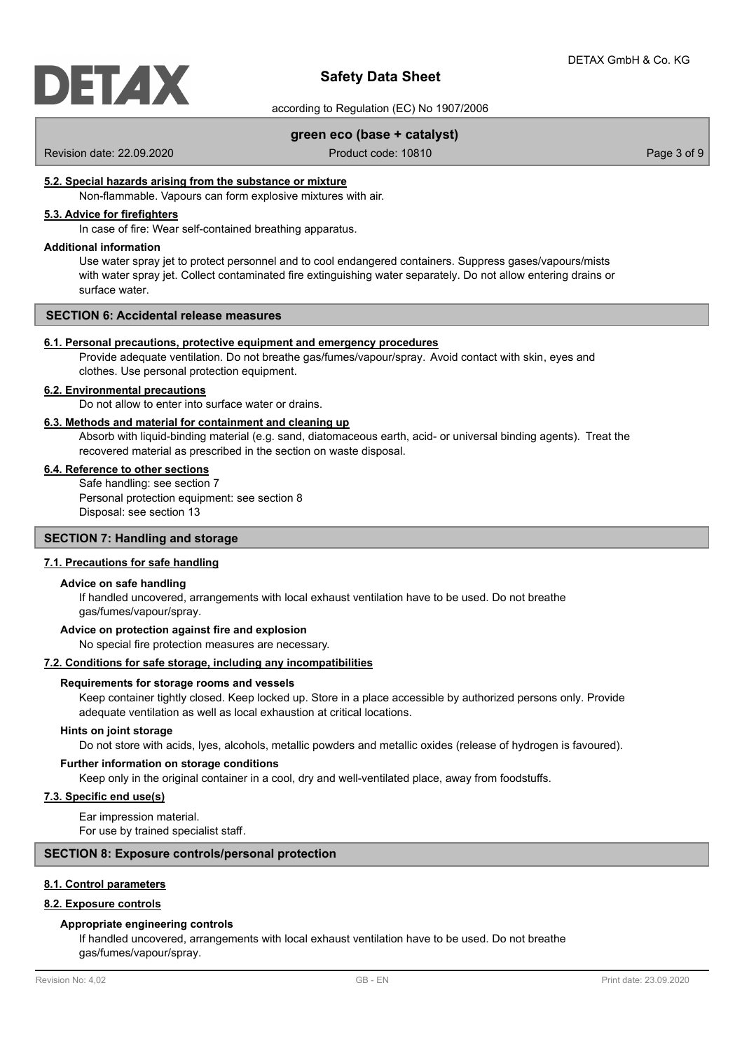#### 5.2. Special hazards arising from the substance or mixture

Non-flammable. Vapours can form explosive mixtures with air.

#### 5.3. Advice for firefighters

In case of fire: Wear self-contained breathing apparatus.

**Additional information**

Use water spray jet to protect personnel and to cool endangered containers. Suppress gases/vapours/mists with water spray jet. Collect contaminated fire extinguishing water separately. Do not allow entering drains or surface water.

## SECTION 6: Accidental release measures

#### 6.1. Personal precautions, protective equipment and emergency procedures

Provide adequate ventilation. Do not breathe gas/fumes/vapour/spray. Avoid contact with skin, eyes and clothes. Use personal protection equipment.

#### 6.2. Environmental precautions

Do not allow to enter into surface water or drains.

#### 6.3. Methods and material for containment and cleaning up

Absorb with liquid-binding material (e.g. sand, diatomaceous earth, acid- or universal binding agents). Treat the recovered material as prescribed in the section on waste disposal.

#### 6.4. Reference to other sections

Safe handling: see section 7
Personal protection equipment: see section 8
Disposal: see section 13

## SECTION 7: Handling and storage

#### 7.1. Precautions for safe handling

**Advice on safe handling**

If handled uncovered, arrangements with local exhaust ventilation have to be used. Do not breathe gas/fumes/vapour/spray.

**Advice on protection against fire and explosion**

No special fire protection measures are necessary.

#### 7.2. Conditions for safe storage, including any incompatibilities

**Requirements for storage rooms and vessels**

Keep container tightly closed. Keep locked up. Store in a place accessible by authorized persons only. Provide adequate ventilation as well as local exhaustion at critical locations.

**Hints on joint storage**

Do not store with acids, lyes, alcohols, metallic powders and metallic oxides (release of hydrogen is favoured).

**Further information on storage conditions**

Keep only in the original container in a cool, dry and well-ventilated place, away from foodstuffs.

#### 7.3. Specific end use(s)

Ear impression material.
For use by trained specialist staff.

## SECTION 8: Exposure controls/personal protection

#### 8.1. Control parameters

#### 8.2. Exposure controls

**Appropriate engineering controls**

If handled uncovered, arrangements with local exhaust ventilation have to be used. Do not breathe gas/fumes/vapour/spray.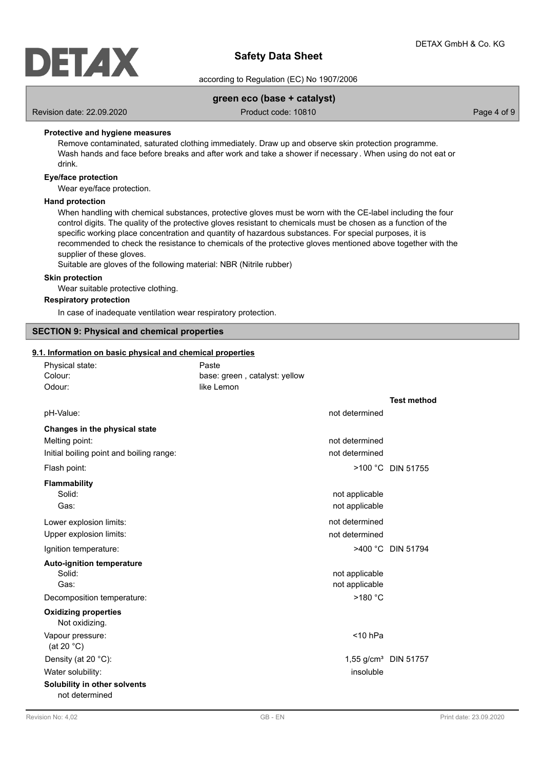**Protective and hygiene measures**

Remove contaminated, saturated clothing immediately. Draw up and observe skin protection programme. Wash hands and face before breaks and after work and take a shower if necessary . When using do not eat or drink.

**Eye/face protection**

Wear eye/face protection.

**Hand protection**

When handling with chemical substances, protective gloves must be worn with the CE-label including the four control digits. The quality of the protective gloves resistant to chemicals must be chosen as a function of the specific working place concentration and quantity of hazardous substances. For special purposes, it is recommended to check the resistance to chemicals of the protective gloves mentioned above together with the supplier of these gloves.

Suitable are gloves of the following material: NBR (Nitrile rubber)

**Skin protection**

Wear suitable protective clothing.

**Respiratory protection**

In case of inadequate ventilation wear respiratory protection.

## SECTION 9: Physical and chemical properties

### 9.1. Information on basic physical and chemical properties

| | | |
|---|---|---|
| Physical state: | Paste | |
| Colour: | base: green , catalyst: yellow | |
| Odour: | like Lemon | |
| | | **Test method** |
| pH-Value: | not determined | |
| **Changes in the physical state** | | |
| Melting point: | not determined | |
| Initial boiling point and boiling range: | not determined | |
| Flash point: | >100 °C | DIN 51755 |
| **Flammability** | | |
| Solid: | not applicable | |
| Gas: | not applicable | |
| Lower explosion limits: | not determined | |
| Upper explosion limits: | not determined | |
| Ignition temperature: | >400 °C | DIN 51794 |
| **Auto-ignition temperature** | | |
| Solid: | not applicable | |
| Gas: | not applicable | |
| Decomposition temperature: | >180 °C | |
| **Oxidizing properties** | | |
| Not oxidizing. | | |
| Vapour pressure: (at 20 °C) | <10 hPa | |
| Density (at 20 °C): | 1,55 g/cm³ | DIN 51757 |
| Water solubility: | insoluble | |
| **Solubility in other solvents** | | |
| not determined | | |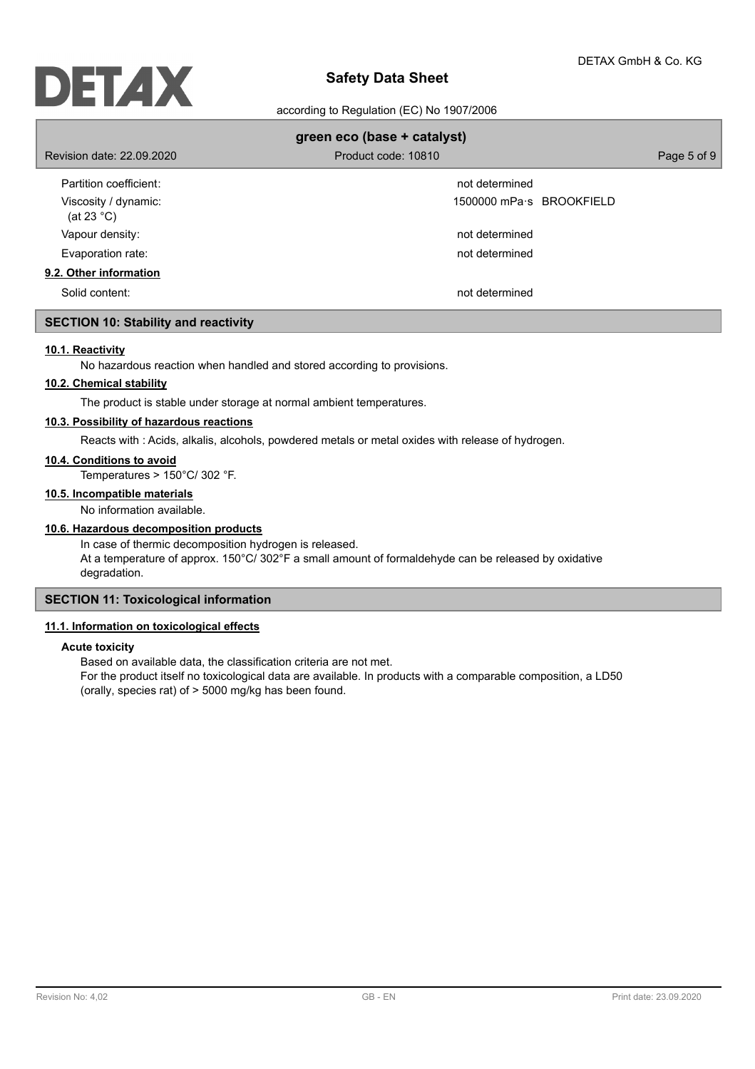| | |
|---|---|
| Partition coefficient: | not determined |
| Viscosity / dynamic: (at 23 °C) | 1500000 mPa·s BROOKFIELD |
| Vapour density: | not determined |
| Evaporation rate: | not determined |

**9.2. Other information**

| | |
|---|---|
| Solid content: | not determined |

## SECTION 10: Stability and reactivity

**10.1. Reactivity**

No hazardous reaction when handled and stored according to provisions.

**10.2. Chemical stability**

The product is stable under storage at normal ambient temperatures.

**10.3. Possibility of hazardous reactions**

Reacts with : Acids, alkalis, alcohols, powdered metals or metal oxides with release of hydrogen.

**10.4. Conditions to avoid**

Temperatures > 150°C/ 302 °F.

**10.5. Incompatible materials**

No information available.

**10.6. Hazardous decomposition products**

In case of thermic decomposition hydrogen is released.
At a temperature of approx. 150°C/ 302°F a small amount of formaldehyde can be released by oxidative degradation.

## SECTION 11: Toxicological information

**11.1. Information on toxicological effects**

**Acute toxicity**

Based on available data, the classification criteria are not met.
For the product itself no toxicological data are available. In products with a comparable composition, a LD50 (orally, species rat) of > 5000 mg/kg has been found.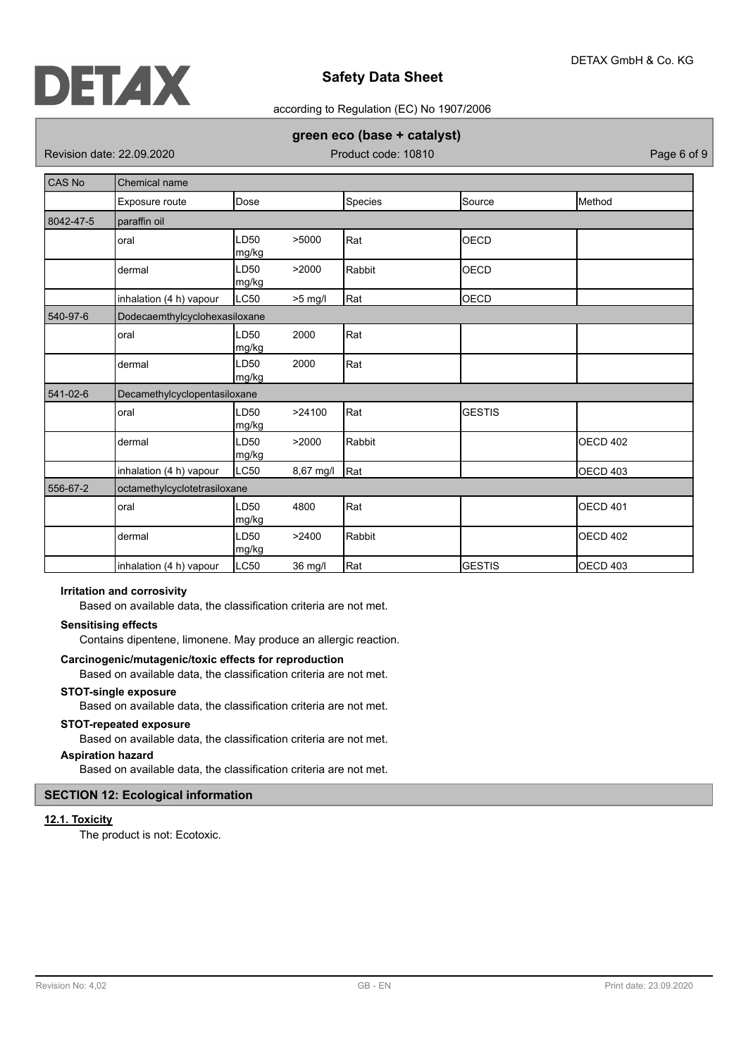| CAS No | Chemical name | | | | |
|---|---|---|---|---|---|
| | Exposure route | Dose | Species | Source | Method |
| 8042-47-5 | paraffin oil | | | | |
| | oral | LD50 >5000 mg/kg | Rat | OECD | |
| | dermal | LD50 >2000 mg/kg | Rabbit | OECD | |
| | inhalation (4 h) vapour | LC50 >5 mg/l | Rat | OECD | |
| 540-97-6 | Dodecaemthylcyclohexasiloxane | | | | |
| | oral | LD50 2000 mg/kg | Rat | | |
| | dermal | LD50 2000 mg/kg | Rat | | |
| 541-02-6 | Decamethylcyclopentasiloxane | | | | |
| | oral | LD50 >24100 mg/kg | Rat | GESTIS | |
| | dermal | LD50 >2000 mg/kg | Rabbit | | OECD 402 |
| | inhalation (4 h) vapour | LC50 8,67 mg/l | Rat | | OECD 403 |
| 556-67-2 | octamethylcyclotetrasiloxane | | | | |
| | oral | LD50 4800 mg/kg | Rat | | OECD 401 |
| | dermal | LD50 >2400 mg/kg | Rabbit | | OECD 402 |
| | inhalation (4 h) vapour | LC50 36 mg/l | Rat | GESTIS | OECD 403 |

**Irritation and corrosivity**

Based on available data, the classification criteria are not met.

**Sensitising effects**

Contains dipentene, limonene. May produce an allergic reaction.

**Carcinogenic/mutagenic/toxic effects for reproduction**

Based on available data, the classification criteria are not met.

**STOT-single exposure**

Based on available data, the classification criteria are not met.

**STOT-repeated exposure**

Based on available data, the classification criteria are not met.

**Aspiration hazard**

Based on available data, the classification criteria are not met.

## SECTION 12: Ecological information

### 12.1. Toxicity

The product is not: Ecotoxic.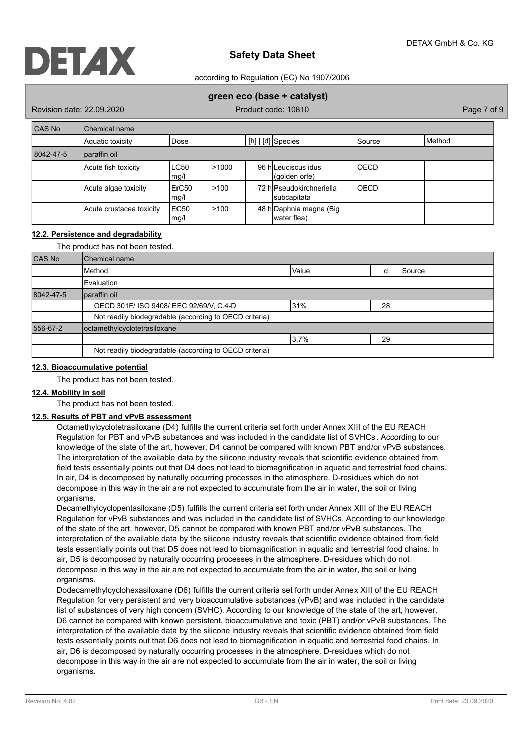| CAS No | Chemical name | | | | | |
|---|---|---|---|---|---|---|
| | Aquatic toxicity | Dose | | [h] \| [d] | Species | Source | Method |
| 8042-47-5 | paraffin oil | | | | | |
| | Acute fish toxicity | LC50 mg/l | >1000 | 96 h | Leuciscus idus (golden orfe) | OECD | |
| | Acute algae toxicity | ErC50 mg/l | >100 | 72 h | Pseudokirchneriella subcapitata | OECD | |
| | Acute crustacea toxicity | EC50 mg/l | >100 | 48 h | Daphnia magna (Big water flea) | | |

### 12.2. Persistence and degradability

The product has not been tested.

| CAS No | Chemical name | | | |
|---|---|---|---|---|
| | Method | Value | d | Source |
| | Evaluation | | | |
| 8042-47-5 | paraffin oil | | | |
| | OECD 301F/ ISO 9408/ EEC 92/69/V, C.4-D | 31% | 28 | |
| | Not readily biodegradable (according to OECD criteria) | | | |
| 556-67-2 | octamethylcyclotetrasiloxane | | | |
| | | 3,7% | 29 | |
| | Not readily biodegradable (according to OECD criteria) | | | |

### 12.3. Bioaccumulative potential

The product has not been tested.

### 12.4. Mobility in soil

The product has not been tested.

### 12.5. Results of PBT and vPvB assessment

Octamethylcyclotetrasiloxane (D4) fulfills the current criteria set forth under Annex XIII of the EU REACH Regulation for PBT and vPvB substances and was included in the candidate list of SVHCs . According to our knowledge of the state of the art, however, D4 cannot be compared with known PBT and/or vPvB substances. The interpretation of the available data by the silicone industry reveals that scientific evidence obtained from field tests essentially points out that D4 does not lead to biomagnification in aquatic and terrestrial food chains. In air, D4 is decomposed by naturally occurring processes in the atmosphere. D-residues which do not decompose in this way in the air are not expected to accumulate from the air in water, the soil or living organisms.

Decamethylcyclopentasiloxane (D5) fulfills the current criteria set forth under Annex XIII of the EU REACH Regulation for vPvB substances and was included in the candidate list of SVHCs. According to our knowledge of the state of the art, however, D5 cannot be compared with known PBT and/or vPvB substances. The interpretation of the available data by the silicone industry reveals that scientific evidence obtained from field tests essentially points out that D5 does not lead to biomagnification in aquatic and terrestrial food chains. In air, D5 is decomposed by naturally occurring processes in the atmosphere. D-residues which do not decompose in this way in the air are not expected to accumulate from the air in water, the soil or living organisms.

Dodecamethylcyclohexasiloxane (D6) fulfills the current criteria set forth under Annex XIII of the EU REACH Regulation for very persistent and very bioaccumulative substances (vPvB) and was included in the candidate list of substances of very high concern (SVHC). According to our knowledge of the state of the art, however, D6 cannot be compared with known persistent, bioaccumulative and toxic (PBT) and/or vPvB substances. The interpretation of the available data by the silicone industry reveals that scientific evidence obtained from field tests essentially points out that D6 does not lead to biomagnification in aquatic and terrestrial food chains. In air, D6 is decomposed by naturally occurring processes in the atmosphere. D-residues which do not decompose in this way in the air are not expected to accumulate from the air in water, the soil or living organisms.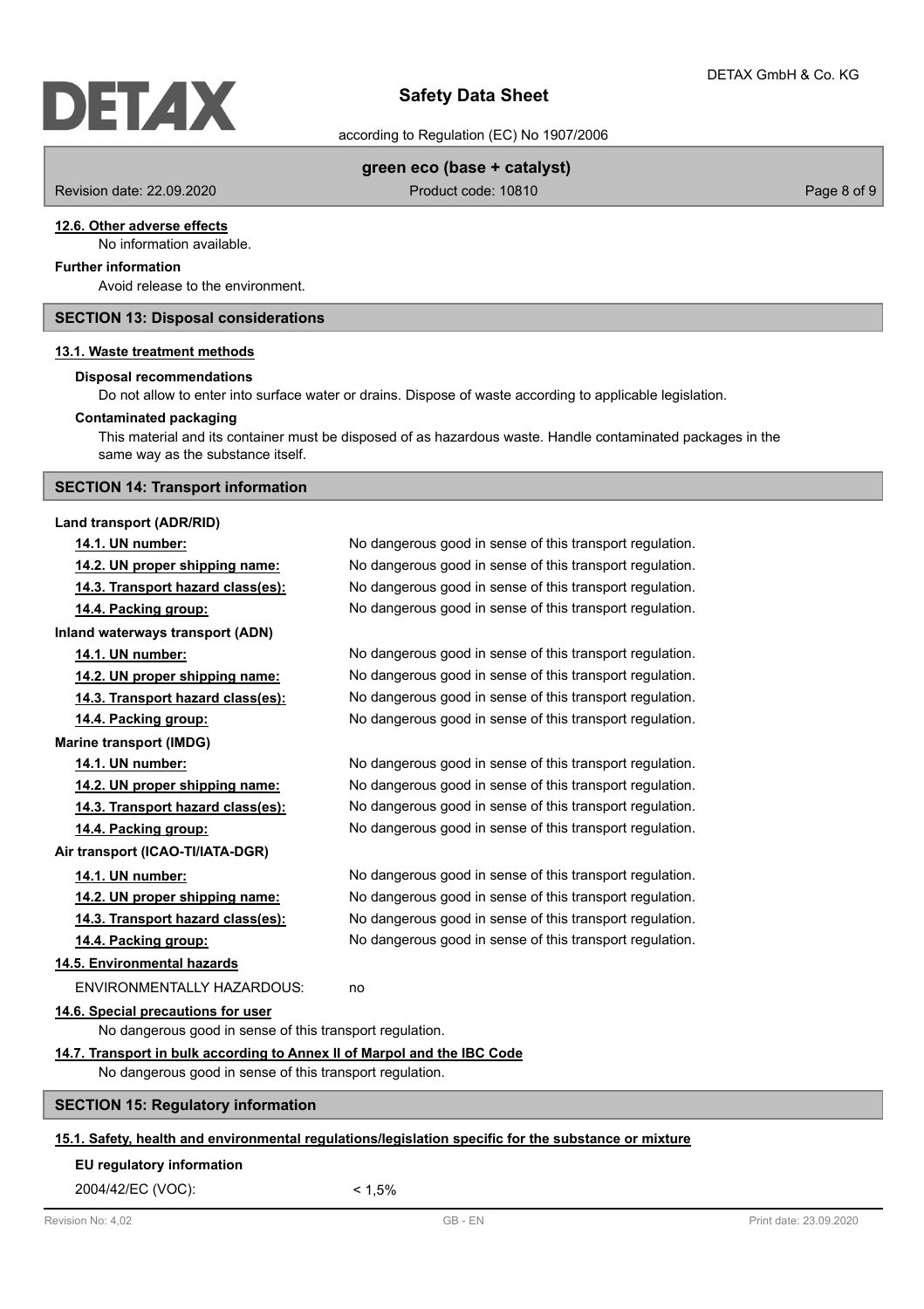#### 12.6. Other adverse effects

No information available.

**Further information**

Avoid release to the environment.

## SECTION 13: Disposal considerations

#### 13.1. Waste treatment methods

**Disposal recommendations**

Do not allow to enter into surface water or drains. Dispose of waste according to applicable legislation.

**Contaminated packaging**

This material and its container must be disposed of as hazardous waste. Handle contaminated packages in the same way as the substance itself.

## SECTION 14: Transport information

**Land transport (ADR/RID)**

| | |
|---|---|
| **14.1. UN number:** | No dangerous good in sense of this transport regulation. |
| **14.2. UN proper shipping name:** | No dangerous good in sense of this transport regulation. |
| **14.3. Transport hazard class(es):** | No dangerous good in sense of this transport regulation. |
| **14.4. Packing group:** | No dangerous good in sense of this transport regulation. |

**Inland waterways transport (ADN)**

| | |
|---|---|
| **14.1. UN number:** | No dangerous good in sense of this transport regulation. |
| **14.2. UN proper shipping name:** | No dangerous good in sense of this transport regulation. |
| **14.3. Transport hazard class(es):** | No dangerous good in sense of this transport regulation. |
| **14.4. Packing group:** | No dangerous good in sense of this transport regulation. |

**Marine transport (IMDG)**

| | |
|---|---|
| **14.1. UN number:** | No dangerous good in sense of this transport regulation. |
| **14.2. UN proper shipping name:** | No dangerous good in sense of this transport regulation. |
| **14.3. Transport hazard class(es):** | No dangerous good in sense of this transport regulation. |
| **14.4. Packing group:** | No dangerous good in sense of this transport regulation. |

**Air transport (ICAO-TI/IATA-DGR)**

| | |
|---|---|
| **14.1. UN number:** | No dangerous good in sense of this transport regulation. |
| **14.2. UN proper shipping name:** | No dangerous good in sense of this transport regulation. |
| **14.3. Transport hazard class(es):** | No dangerous good in sense of this transport regulation. |
| **14.4. Packing group:** | No dangerous good in sense of this transport regulation. |

#### 14.5. Environmental hazards

ENVIRONMENTALLY HAZARDOUS: no

#### 14.6. Special precautions for user

No dangerous good in sense of this transport regulation.

#### 14.7. Transport in bulk according to Annex II of Marpol and the IBC Code

No dangerous good in sense of this transport regulation.

## SECTION 15: Regulatory information

#### 15.1. Safety, health and environmental regulations/legislation specific for the substance or mixture

**EU regulatory information**

2004/42/EC (VOC): < 1,5%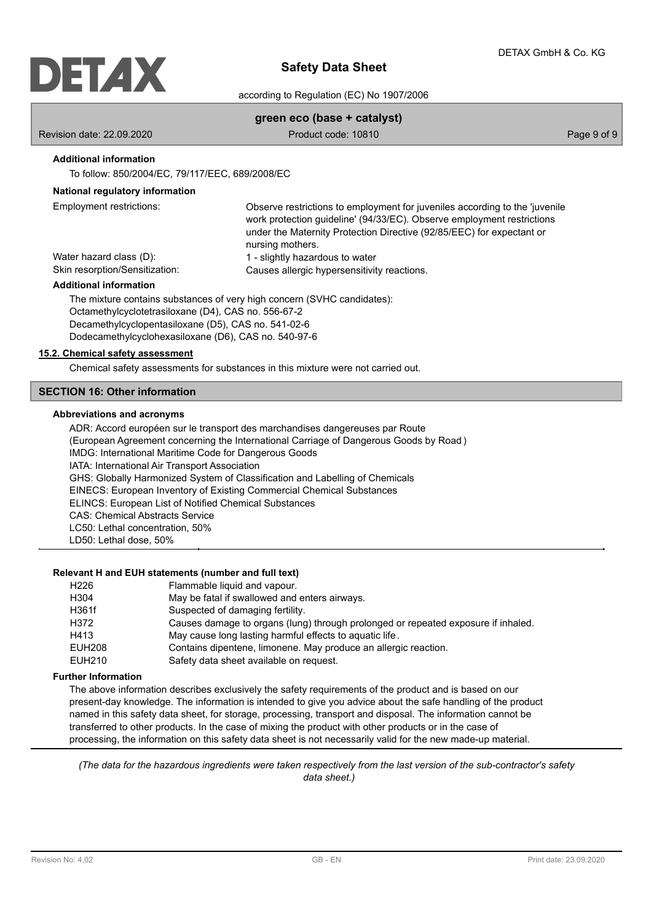#### Additional information

To follow: 850/2004/EC, 79/117/EEC, 689/2008/EC

#### National regulatory information

| | |
|---|---|
| Employment restrictions: | Observe restrictions to employment for juveniles according to the 'juvenile work protection guideline' (94/33/EC). Observe employment restrictions under the Maternity Protection Directive (92/85/EEC) for expectant or nursing mothers. |
| Water hazard class (D): | 1 - slightly hazardous to water |
| Skin resorption/Sensitization: | Causes allergic hypersensitivity reactions. |

#### Additional information

The mixture contains substances of very high concern (SVHC candidates):
Octamethylcyclotetrasiloxane (D4), CAS no. 556-67-2
Decamethylcyclopentasiloxane (D5), CAS no. 541-02-6
Dodecamethylcyclohexasiloxane (D6), CAS no. 540-97-6

### 15.2. Chemical safety assessment

Chemical safety assessments for substances in this mixture were not carried out.

## SECTION 16: Other information

#### Abbreviations and acronyms

ADR: Accord européen sur le transport des marchandises dangereuses par Route
(European Agreement concerning the International Carriage of Dangerous Goods by Road )
IMDG: International Maritime Code for Dangerous Goods
IATA: International Air Transport Association
GHS: Globally Harmonized System of Classification and Labelling of Chemicals
EINECS: European Inventory of Existing Commercial Chemical Substances
ELINCS: European List of Notified Chemical Substances
CAS: Chemical Abstracts Service
LC50: Lethal concentration, 50%
LD50: Lethal dose, 50%

#### Relevant H and EUH statements (number and full text)

| | |
|---|---|
| H226 | Flammable liquid and vapour. |
| H304 | May be fatal if swallowed and enters airways. |
| H361f | Suspected of damaging fertility. |
| H372 | Causes damage to organs (lung) through prolonged or repeated exposure if inhaled. |
| H413 | May cause long lasting harmful effects to aquatic life. |
| EUH208 | Contains dipentene, limonene. May produce an allergic reaction. |
| EUH210 | Safety data sheet available on request. |

#### Further Information

The above information describes exclusively the safety requirements of the product and is based on our present-day knowledge. The information is intended to give you advice about the safe handling of the product named in this safety data sheet, for storage, processing, transport and disposal. The information cannot be transferred to other products. In the case of mixing the product with other products or in the case of processing, the information on this safety data sheet is not necessarily valid for the new made-up material.

*(The data for the hazardous ingredients were taken respectively from the last version of the sub-contractor's safety data sheet.)*